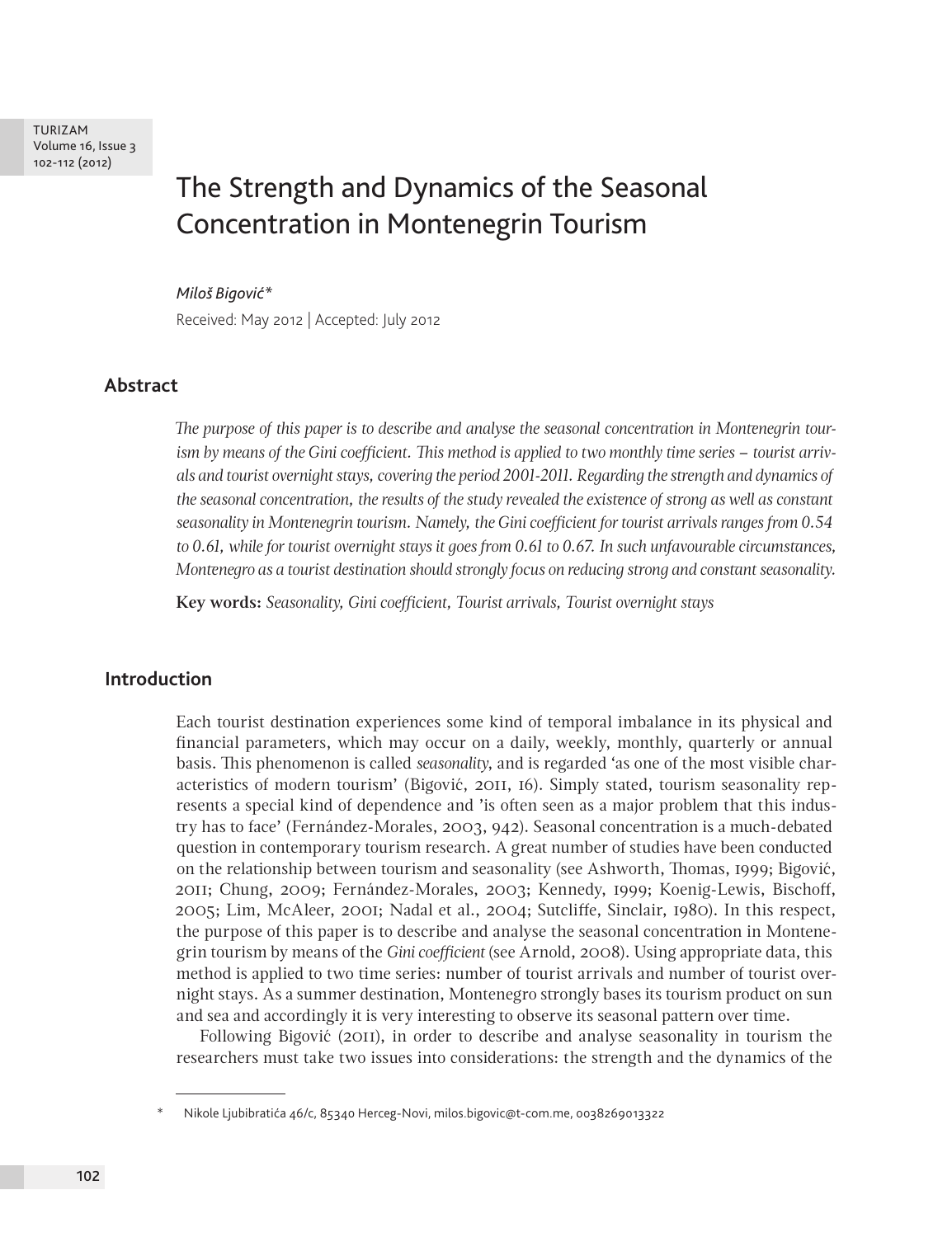# The Strength and Dynamics of the Seasonal Concentration in Montenegrin Tourism

*Miloš Bigović**

Received: May 2012 | Accepted: July 2012

## Abstract

*The purpose of this paper is to describe and analyse the seasonal concentration in Montenegrin tourism by means of the Gini coefficient. This method is applied to two monthly time series – tourist arrivals and tourist overnight stays, covering the period 2001-2011. Regarding the strength and dynamics of the seasonal concentration, the results of the study revealed the existence of strong as well as constant seasonality in Montenegrin tourism. Namely, the Gini coefficient for tourist arrivals ranges from 0.54 to 0.61, while for tourist overnight stays it goes from 0.61 to 0.67. In such unfavourable circumstances, Montenegro as a tourist destination should strongly focus on reducing strong and constant seasonality.*

**Key words:** *Seasonality, Gini coefficient, Tourist arrivals, Tourist overnight stays*

## Introduction

Each tourist destination experiences some kind of temporal imbalance in its physical and financial parameters, which may occur on a daily, weekly, monthly, quarterly or annual basis. This phenomenon is called *seasonality*, and is regarded 'as one of the most visible characteristics of modern tourism' (Bigović, 2011, 16). Simply stated, tourism seasonality represents a special kind of dependence and 'is often seen as a major problem that this industry has to face' (Fernández-Morales, 2003, 942). Seasonal concentration is a much-debated question in contemporary tourism research. A great number of studies have been conducted on the relationship between tourism and seasonality (see Ashworth, Thomas, 1999; Bigović, 2011; Chung, 2009; Fernández-Morales, 2003; Kennedy, 1999; Koenig-Lewis, Bischoff, 2005; Lim, McAleer, 2001; Nadal et al., 2004; Sutcliffe, Sinclair, 1980). In this respect, the purpose of this paper is to describe and analyse the seasonal concentration in Montenegrin tourism by means of the *Gini coefficient* (see Arnold, 2008). Using appropriate data, this method is applied to two time series: number of tourist arrivals and number of tourist overnight stays. As a summer destination, Montenegro strongly bases its tourism product on sun and sea and accordingly it is very interesting to observe its seasonal pattern over time.

Following Bigović (2011), in order to describe and analyse seasonality in tourism the researchers must take two issues into considerations: the strength and the dynamics of the

---

\* Nikole Ljubibratića 46/c, 85340 Herceg-Novi, milos.bigovic@t-com.me, 0038269013322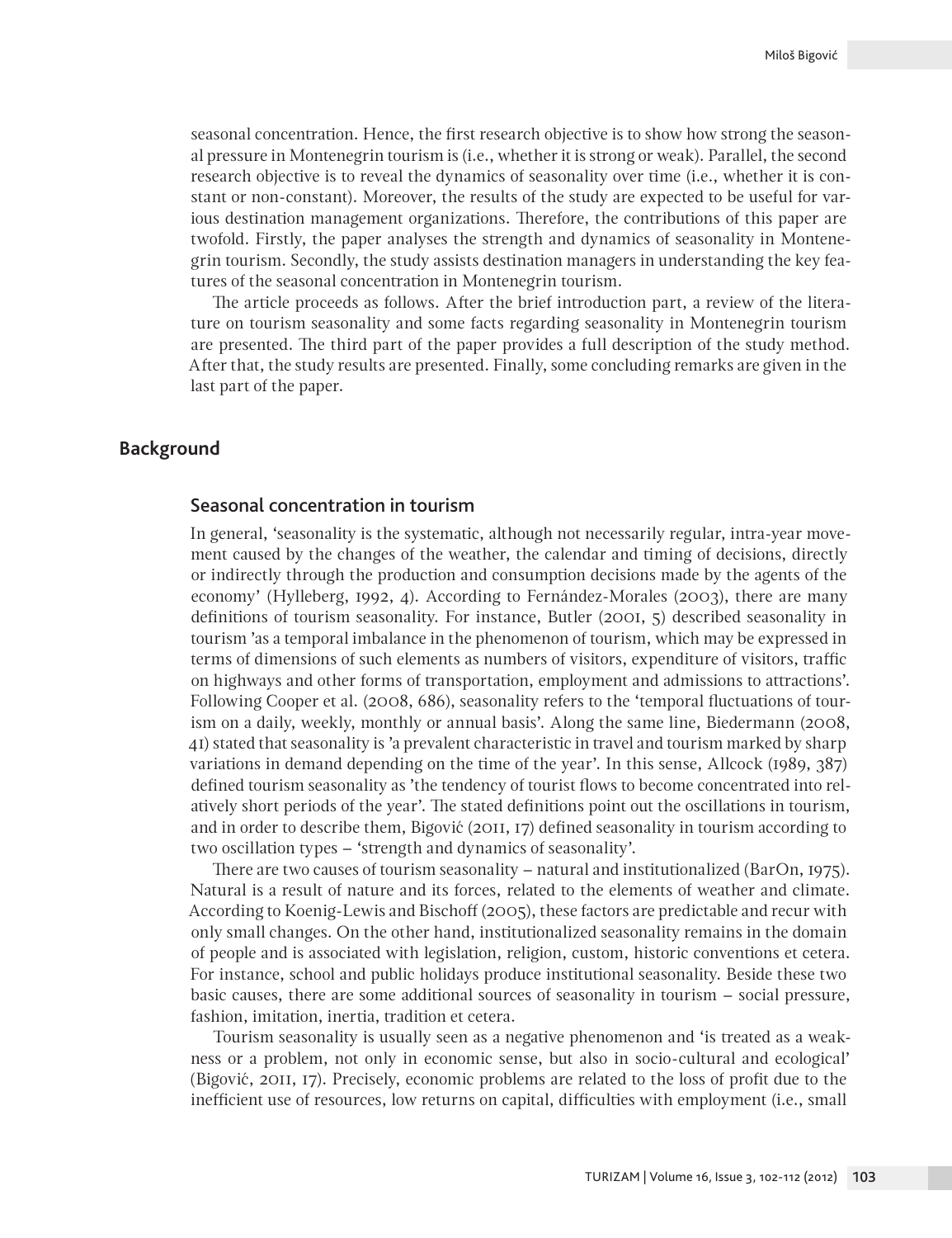seasonal concentration. Hence, the first research objective is to show how strong the seasonal pressure in Montenegrin tourism is (i.e., whether it is strong or weak). Parallel, the second research objective is to reveal the dynamics of seasonality over time (i.e., whether it is constant or non-constant). Moreover, the results of the study are expected to be useful for various destination management organizations. Therefore, the contributions of this paper are twofold. Firstly, the paper analyses the strength and dynamics of seasonality in Montenegrin tourism. Secondly, the study assists destination managers in understanding the key features of the seasonal concentration in Montenegrin tourism.

The article proceeds as follows. After the brief introduction part, a review of the literature on tourism seasonality and some facts regarding seasonality in Montenegrin tourism are presented. The third part of the paper provides a full description of the study method. After that, the study results are presented. Finally, some concluding remarks are given in the last part of the paper.

## Background

### Seasonal concentration in tourism

In general, 'seasonality is the systematic, although not necessarily regular, intra-year movement caused by the changes of the weather, the calendar and timing of decisions, directly or indirectly through the production and consumption decisions made by the agents of the economy' (Hylleberg, 1992, 4). According to Fernández-Morales (2003), there are many definitions of tourism seasonality. For instance, Butler (2001, 5) described seasonality in tourism 'as a temporal imbalance in the phenomenon of tourism, which may be expressed in terms of dimensions of such elements as numbers of visitors, expenditure of visitors, traffic on highways and other forms of transportation, employment and admissions to attractions'. Following Cooper et al. (2008, 686), seasonality refers to the 'temporal fluctuations of tourism on a daily, weekly, monthly or annual basis'. Along the same line, Biedermann (2008, 41) stated that seasonality is 'a prevalent characteristic in travel and tourism marked by sharp variations in demand depending on the time of the year'. In this sense, Allcock (1989, 387) defined tourism seasonality as 'the tendency of tourist flows to become concentrated into relatively short periods of the year'. The stated definitions point out the oscillations in tourism, and in order to describe them, Bigović (2011, 17) defined seasonality in tourism according to two oscillation types – 'strength and dynamics of seasonality'.

There are two causes of tourism seasonality – natural and institutionalized (BarOn, 1975). Natural is a result of nature and its forces, related to the elements of weather and climate. According to Koenig-Lewis and Bischoff (2005), these factors are predictable and recur with only small changes. On the other hand, institutionalized seasonality remains in the domain of people and is associated with legislation, religion, custom, historic conventions et cetera. For instance, school and public holidays produce institutional seasonality. Beside these two basic causes, there are some additional sources of seasonality in tourism – social pressure, fashion, imitation, inertia, tradition et cetera.

Tourism seasonality is usually seen as a negative phenomenon and 'is treated as a weakness or a problem, not only in economic sense, but also in socio-cultural and ecological' (Bigović, 2011, 17). Precisely, economic problems are related to the loss of profit due to the inefficient use of resources, low returns on capital, difficulties with employment (i.e., small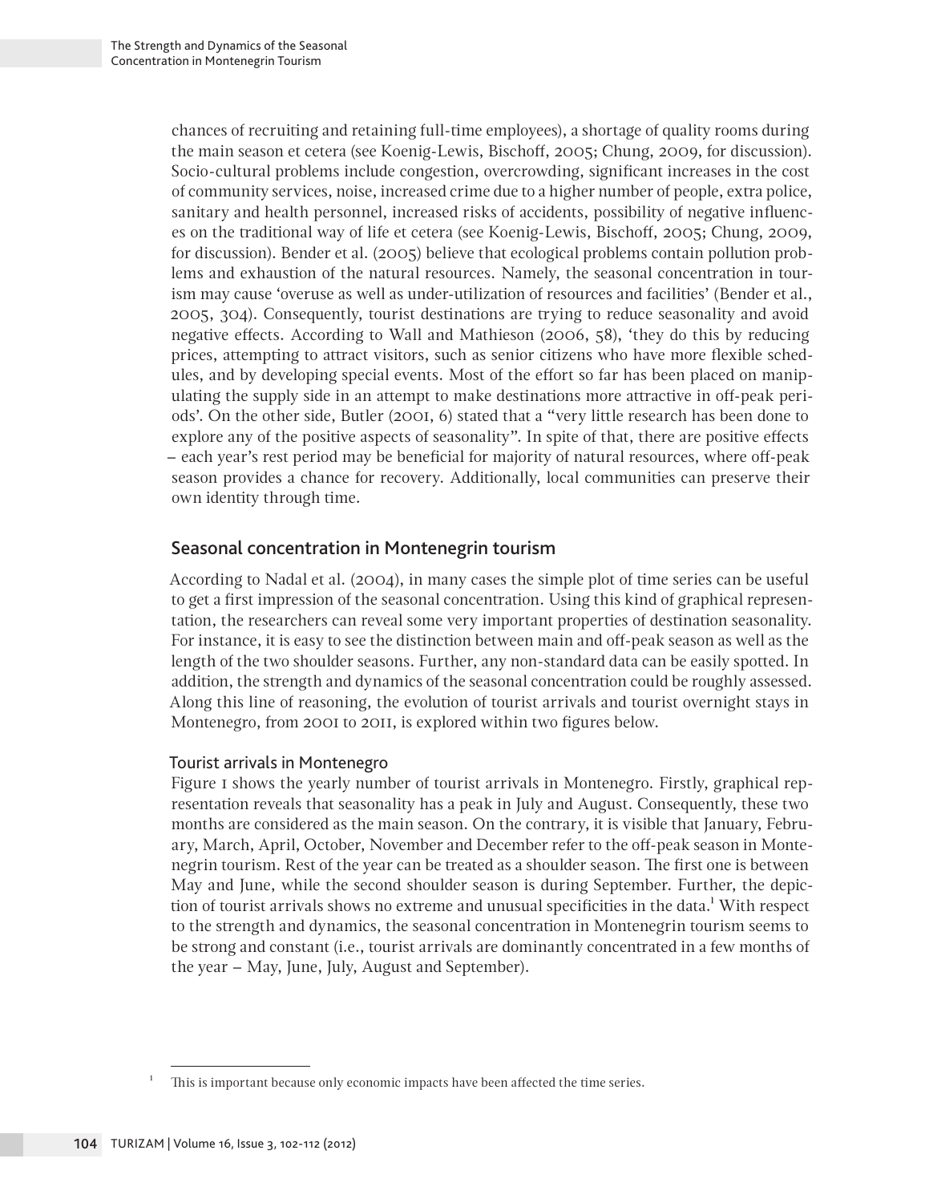chances of recruiting and retaining full-time employees), a shortage of quality rooms during the main season et cetera (see Koenig-Lewis, Bischoff, 2005; Chung, 2009, for discussion). Socio-cultural problems include congestion, overcrowding, significant increases in the cost of community services, noise, increased crime due to a higher number of people, extra police, sanitary and health personnel, increased risks of accidents, possibility of negative influences on the traditional way of life et cetera (see Koenig-Lewis, Bischoff, 2005; Chung, 2009, for discussion). Bender et al. (2005) believe that ecological problems contain pollution problems and exhaustion of the natural resources. Namely, the seasonal concentration in tourism may cause 'overuse as well as under-utilization of resources and facilities' (Bender et al., 2005, 304). Consequently, tourist destinations are trying to reduce seasonality and avoid negative effects. According to Wall and Mathieson (2006, 58), 'they do this by reducing prices, attempting to attract visitors, such as senior citizens who have more flexible schedules, and by developing special events. Most of the effort so far has been placed on manipulating the supply side in an attempt to make destinations more attractive in off-peak periods'. On the other side, Butler (2001, 6) stated that a "very little research has been done to explore any of the positive aspects of seasonality". In spite of that, there are positive effects – each year's rest period may be beneficial for majority of natural resources, where off-peak season provides a chance for recovery. Additionally, local communities can preserve their own identity through time.

## Seasonal concentration in Montenegrin tourism

According to Nadal et al. (2004), in many cases the simple plot of time series can be useful to get a first impression of the seasonal concentration. Using this kind of graphical representation, the researchers can reveal some very important properties of destination seasonality. For instance, it is easy to see the distinction between main and off-peak season as well as the length of the two shoulder seasons. Further, any non-standard data can be easily spotted. In addition, the strength and dynamics of the seasonal concentration could be roughly assessed. Along this line of reasoning, the evolution of tourist arrivals and tourist overnight stays in Montenegro, from 2001 to 2011, is explored within two figures below.

### Tourist arrivals in Montenegro

Figure 1 shows the yearly number of tourist arrivals in Montenegro. Firstly, graphical representation reveals that seasonality has a peak in July and August. Consequently, these two months are considered as the main season. On the contrary, it is visible that January, February, March, April, October, November and December refer to the off-peak season in Montenegrin tourism. Rest of the year can be treated as a shoulder season. The first one is between May and June, while the second shoulder season is during September. Further, the depiction of tourist arrivals shows no extreme and unusual specificities in the data.[1] With respect to the strength and dynamics, the seasonal concentration in Montenegrin tourism seems to be strong and constant (i.e., tourist arrivals are dominantly concentrated in a few months of the year – May, June, July, August and September).

[1] This is important because only economic impacts have been affected the time series.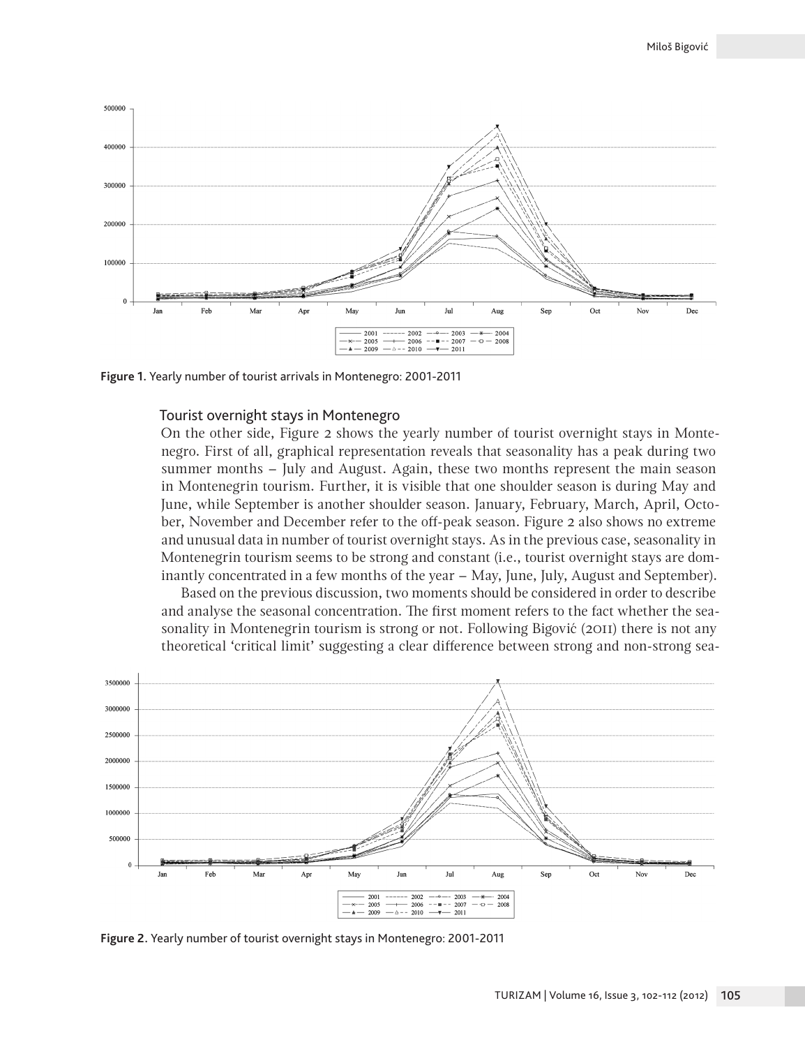Figure 1. Yearly number of tourist arrivals in Montenegro: 2001-2011

### Tourist overnight stays in Montenegro

On the other side, Figure 2 shows the yearly number of tourist overnight stays in Montenegro. First of all, graphical representation reveals that seasonality has a peak during two summer months – July and August. Again, these two months represent the main season in Montenegrin tourism. Further, it is visible that one shoulder season is during May and June, while September is another shoulder season. January, February, March, April, October, November and December refer to the off-peak season. Figure 2 also shows no extreme and unusual data in number of tourist overnight stays. As in the previous case, seasonality in Montenegrin tourism seems to be strong and constant (i.e., tourist overnight stays are dominantly concentrated in a few months of the year – May, June, July, August and September).

Based on the previous discussion, two moments should be considered in order to describe and analyse the seasonal concentration. The first moment refers to the fact whether the seasonality in Montenegrin tourism is strong or not. Following Bigović (2011) there is not any theoretical 'critical limit' suggesting a clear difference between strong and non-strong sea-

Figure 2. Yearly number of tourist overnight stays in Montenegro: 2001-2011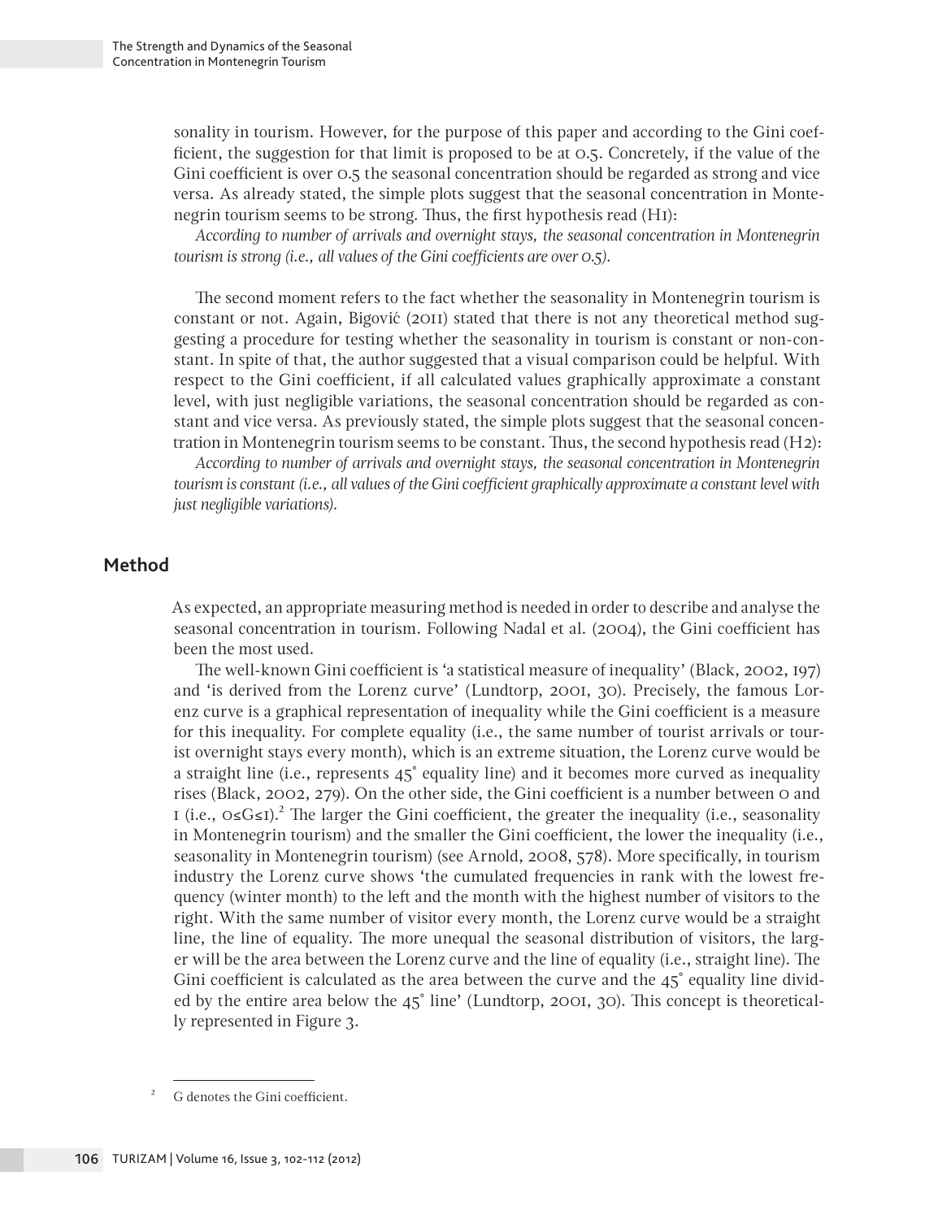sonality in tourism. However, for the purpose of this paper and according to the Gini coefficient, the suggestion for that limit is proposed to be at 0.5. Concretely, if the value of the Gini coefficient is over 0.5 the seasonal concentration should be regarded as strong and vice versa. As already stated, the simple plots suggest that the seasonal concentration in Montenegrin tourism seems to be strong. Thus, the first hypothesis read (H1):

*According to number of arrivals and overnight stays, the seasonal concentration in Montenegrin tourism is strong (i.e., all values of the Gini coefficients are over 0.5).*

The second moment refers to the fact whether the seasonality in Montenegrin tourism is constant or not. Again, Bigović (2011) stated that there is not any theoretical method suggesting a procedure for testing whether the seasonality in tourism is constant or non-constant. In spite of that, the author suggested that a visual comparison could be helpful. With respect to the Gini coefficient, if all calculated values graphically approximate a constant level, with just negligible variations, the seasonal concentration should be regarded as constant and vice versa. As previously stated, the simple plots suggest that the seasonal concentration in Montenegrin tourism seems to be constant. Thus, the second hypothesis read (H2):

*According to number of arrivals and overnight stays, the seasonal concentration in Montenegrin tourism is constant (i.e., all values of the Gini coefficient graphically approximate a constant level with just negligible variations).*

## Method

As expected, an appropriate measuring method is needed in order to describe and analyse the seasonal concentration in tourism. Following Nadal et al. (2004), the Gini coefficient has been the most used.

The well-known Gini coefficient is 'a statistical measure of inequality' (Black, 2002, 197) and 'is derived from the Lorenz curve' (Lundtorp, 2001, 30). Precisely, the famous Lorenz curve is a graphical representation of inequality while the Gini coefficient is a measure for this inequality. For complete equality (i.e., the same number of tourist arrivals or tourist overnight stays every month), which is an extreme situation, the Lorenz curve would be a straight line (i.e., represents 45° equality line) and it becomes more curved as inequality rises (Black, 2002, 279). On the other side, the Gini coefficient is a number between 0 and 1 (i.e., $0 \leq G \leq 1$).[2] The larger the Gini coefficient, the greater the inequality (i.e., seasonality in Montenegrin tourism) and the smaller the Gini coefficient, the lower the inequality (i.e., seasonality in Montenegrin tourism) (see Arnold, 2008, 578). More specifically, in tourism industry the Lorenz curve shows 'the cumulated frequencies in rank with the lowest frequency (winter month) to the left and the month with the highest number of visitors to the right. With the same number of visitor every month, the Lorenz curve would be a straight line, the line of equality. The more unequal the seasonal distribution of visitors, the larger will be the area between the Lorenz curve and the line of equality (i.e., straight line). The Gini coefficient is calculated as the area between the curve and the 45° equality line divided by the entire area below the 45° line' (Lundtorp, 2001, 30). This concept is theoretically represented in Figure 3.

[2] G denotes the Gini coefficient.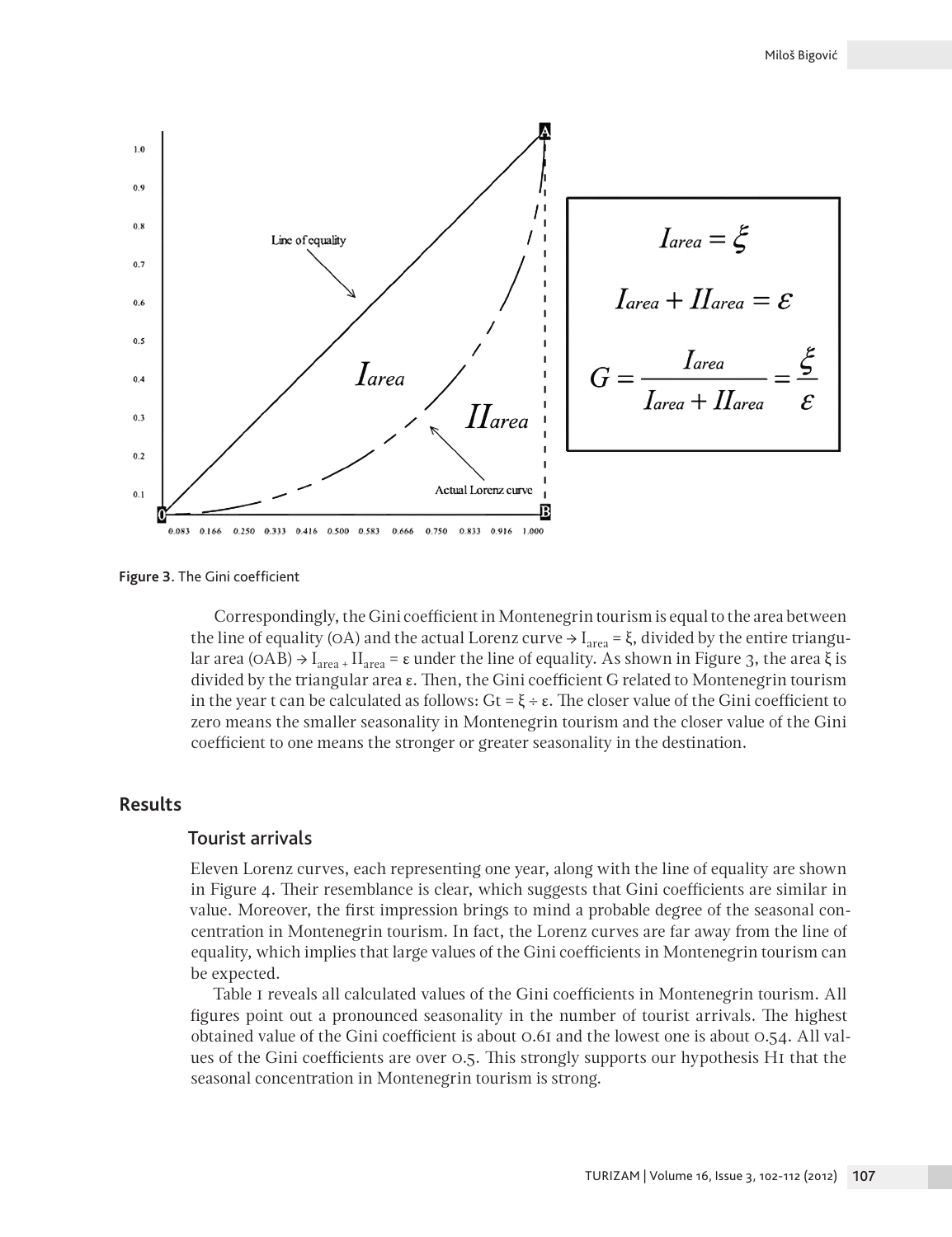Figure 3. The Gini coefficient

Correspondingly, the Gini coefficient in Montenegrin tourism is equal to the area between the line of equality (OA) and the actual Lorenz curve → $I_{area} = \xi$, divided by the entire triangular area (OAB) → $I_{area} + II_{area} = \varepsilon$ under the line of equality. As shown in Figure 3, the area ξ is divided by the triangular area ε. Then, the Gini coefficient G related to Montenegrin tourism in the year t can be calculated as follows: $Gt = \xi \div \varepsilon$. The closer value of the Gini coefficient to zero means the smaller seasonality in Montenegrin tourism and the closer value of the Gini coefficient to one means the stronger or greater seasonality in the destination.

## Results

### Tourist arrivals

Eleven Lorenz curves, each representing one year, along with the line of equality are shown in Figure 4. Their resemblance is clear, which suggests that Gini coefficients are similar in value. Moreover, the first impression brings to mind a probable degree of the seasonal concentration in Montenegrin tourism. In fact, the Lorenz curves are far away from the line of equality, which implies that large values of the Gini coefficients in Montenegrin tourism can be expected.

Table 1 reveals all calculated values of the Gini coefficients in Montenegrin tourism. All figures point out a pronounced seasonality in the number of tourist arrivals. The highest obtained value of the Gini coefficient is about 0.61 and the lowest one is about 0.54. All values of the Gini coefficients are over 0.5. This strongly supports our hypothesis H1 that the seasonal concentration in Montenegrin tourism is strong.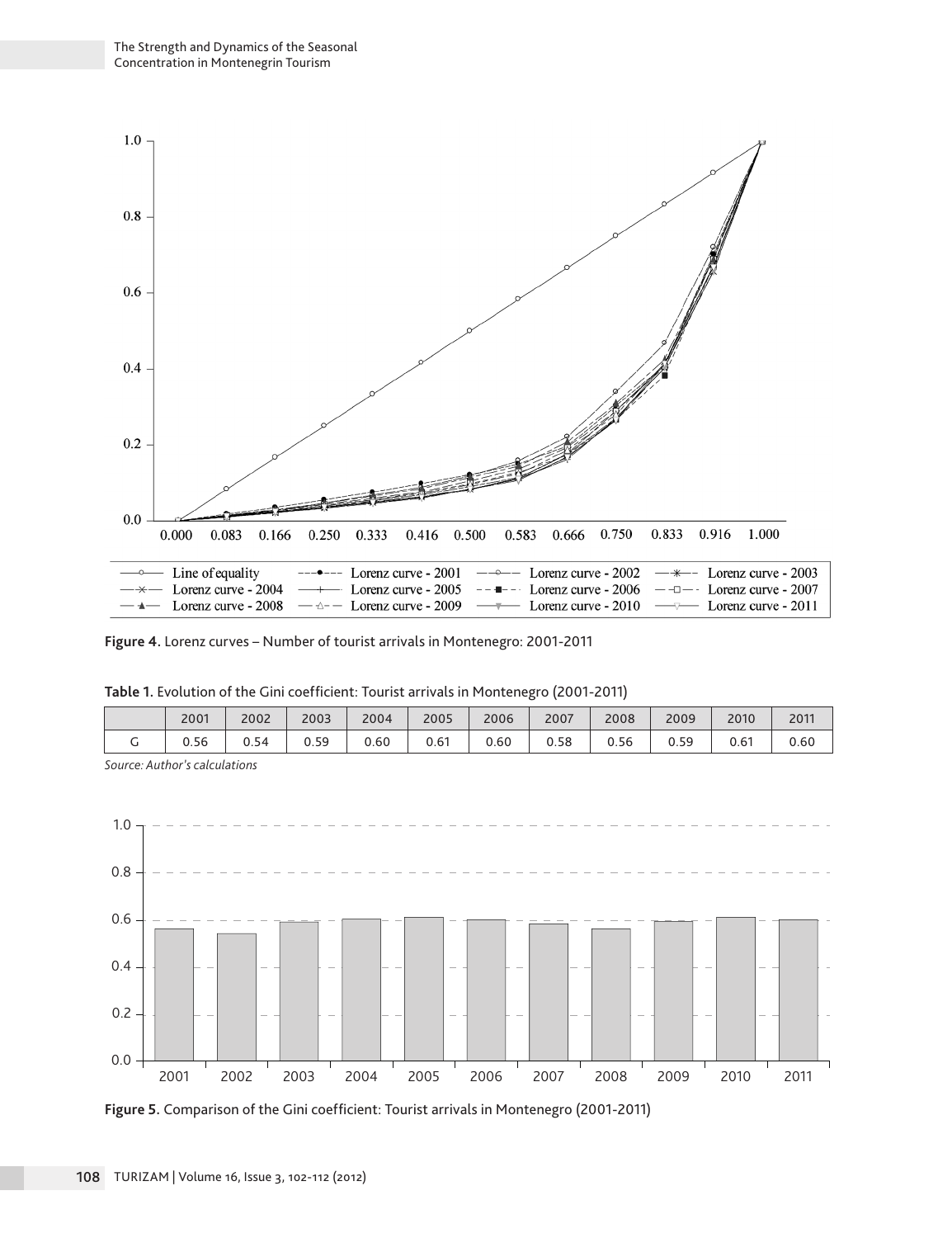Figure 4. Lorenz curves – Number of tourist arrivals in Montenegro: 2001-2011

Table 1. Evolution of the Gini coefficient: Tourist arrivals in Montenegro (2001-2011)

| | 2001 | 2002 | 2003 | 2004 | 2005 | 2006 | 2007 | 2008 | 2009 | 2010 | 2011 |
|---|---|---|---|---|---|---|---|---|---|---|---|
| G | 0.56 | 0.54 | 0.59 | 0.60 | 0.61 | 0.60 | 0.58 | 0.56 | 0.59 | 0.61 | 0.60 |

*Source: Author's calculations*

Figure 5. Comparison of the Gini coefficient: Tourist arrivals in Montenegro (2001-2011)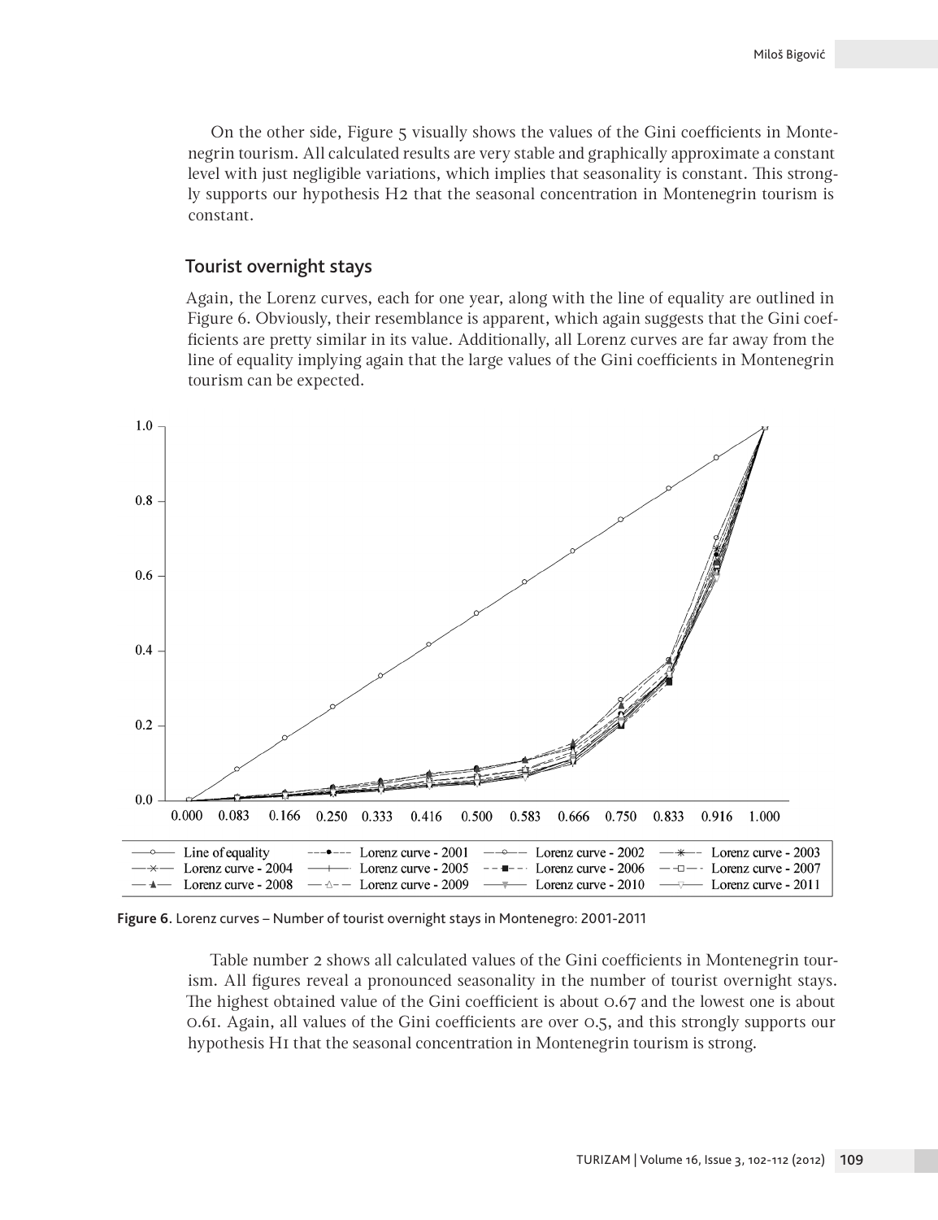On the other side, Figure 5 visually shows the values of the Gini coefficients in Montenegrin tourism. All calculated results are very stable and graphically approximate a constant level with just negligible variations, which implies that seasonality is constant. This strongly supports our hypothesis H2 that the seasonal concentration in Montenegrin tourism is constant.

## Tourist overnight stays

Again, the Lorenz curves, each for one year, along with the line of equality are outlined in Figure 6. Obviously, their resemblance is apparent, which again suggests that the Gini coefficients are pretty similar in its value. Additionally, all Lorenz curves are far away from the line of equality implying again that the large values of the Gini coefficients in Montenegrin tourism can be expected.

**Figure 6.** Lorenz curves – Number of tourist overnight stays in Montenegro: 2001-2011

Table number 2 shows all calculated values of the Gini coefficients in Montenegrin tourism. All figures reveal a pronounced seasonality in the number of tourist overnight stays. The highest obtained value of the Gini coefficient is about 0.67 and the lowest one is about 0.61. Again, all values of the Gini coefficients are over 0.5, and this strongly supports our hypothesis H1 that the seasonal concentration in Montenegrin tourism is strong.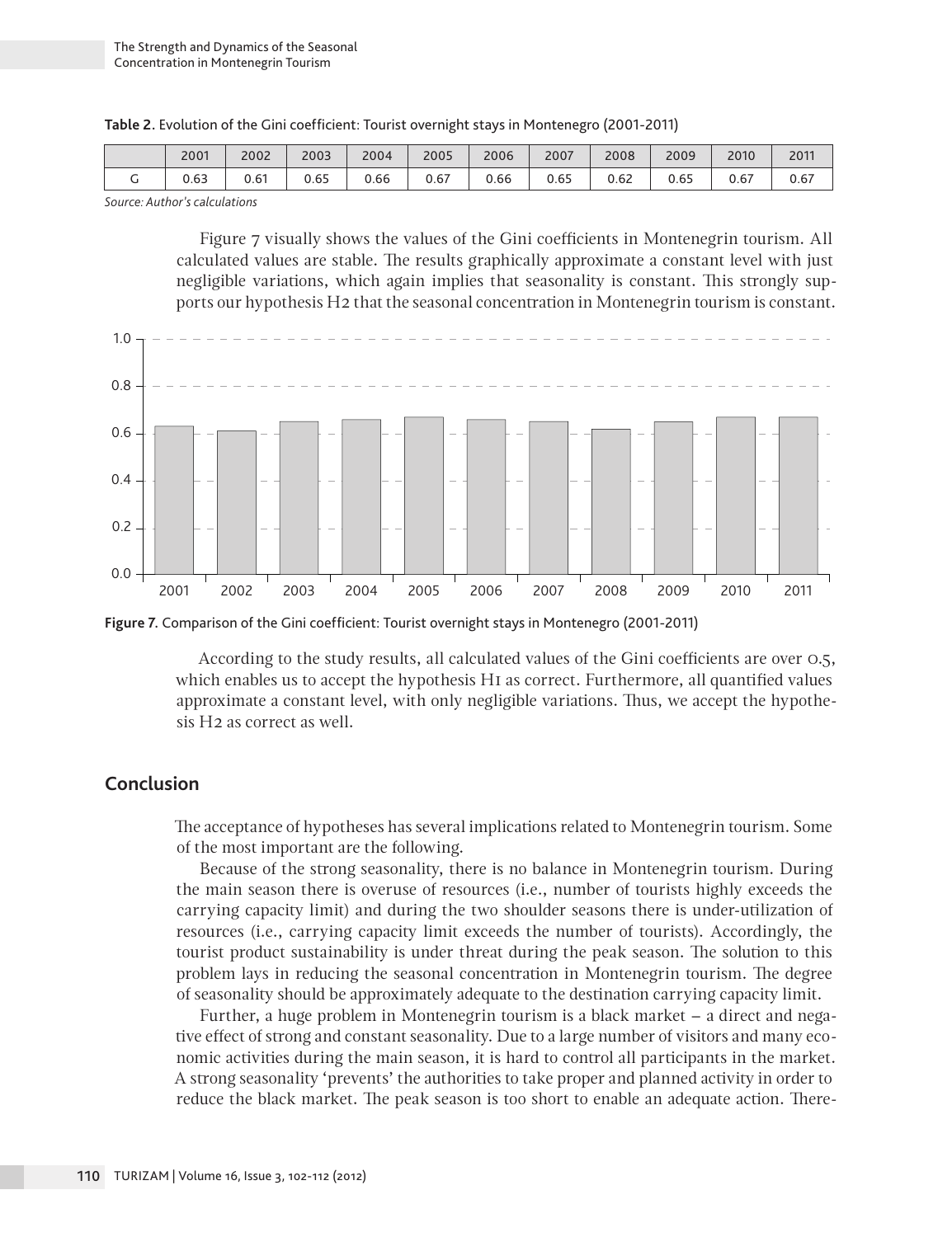**Table 2.** Evolution of the Gini coefficient: Tourist overnight stays in Montenegro (2001-2011)

| | 2001 | 2002 | 2003 | 2004 | 2005 | 2006 | 2007 | 2008 | 2009 | 2010 | 2011 |
|---|---|---|---|---|---|---|---|---|---|---|---|
| G | 0.63 | 0.61 | 0.65 | 0.66 | 0.67 | 0.66 | 0.65 | 0.62 | 0.65 | 0.67 | 0.67 |

*Source: Author's calculations*

Figure 7 visually shows the values of the Gini coefficients in Montenegrin tourism. All calculated values are stable. The results graphically approximate a constant level with just negligible variations, which again implies that seasonality is constant. This strongly supports our hypothesis H2 that the seasonal concentration in Montenegrin tourism is constant.

**Figure 7.** Comparison of the Gini coefficient: Tourist overnight stays in Montenegro (2001-2011)

According to the study results, all calculated values of the Gini coefficients are over 0.5, which enables us to accept the hypothesis H1 as correct. Furthermore, all quantified values approximate a constant level, with only negligible variations. Thus, we accept the hypothesis H2 as correct as well.

## Conclusion

The acceptance of hypotheses has several implications related to Montenegrin tourism. Some of the most important are the following.

Because of the strong seasonality, there is no balance in Montenegrin tourism. During the main season there is overuse of resources (i.e., number of tourists highly exceeds the carrying capacity limit) and during the two shoulder seasons there is under-utilization of resources (i.e., carrying capacity limit exceeds the number of tourists). Accordingly, the tourist product sustainability is under threat during the peak season. The solution to this problem lays in reducing the seasonal concentration in Montenegrin tourism. The degree of seasonality should be approximately adequate to the destination carrying capacity limit.

Further, a huge problem in Montenegrin tourism is a black market – a direct and negative effect of strong and constant seasonality. Due to a large number of visitors and many economic activities during the main season, it is hard to control all participants in the market. A strong seasonality 'prevents' the authorities to take proper and planned activity in order to reduce the black market. The peak season is too short to enable an adequate action. There-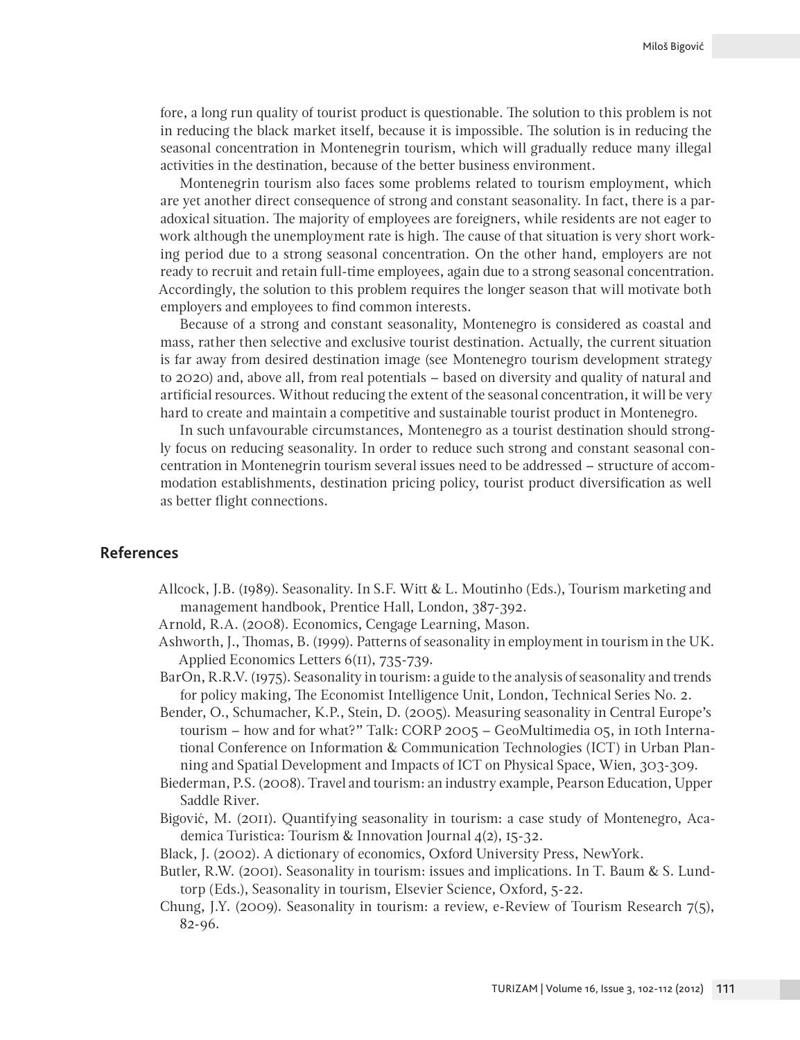fore, a long run quality of tourist product is questionable. The solution to this problem is not in reducing the black market itself, because it is impossible. The solution is in reducing the seasonal concentration in Montenegrin tourism, which will gradually reduce many illegal activities in the destination, because of the better business environment.

Montenegrin tourism also faces some problems related to tourism employment, which are yet another direct consequence of strong and constant seasonality. In fact, there is a paradoxical situation. The majority of employees are foreigners, while residents are not eager to work although the unemployment rate is high. The cause of that situation is very short working period due to a strong seasonal concentration. On the other hand, employers are not ready to recruit and retain full-time employees, again due to a strong seasonal concentration. Accordingly, the solution to this problem requires the longer season that will motivate both employers and employees to find common interests.

Because of a strong and constant seasonality, Montenegro is considered as coastal and mass, rather then selective and exclusive tourist destination. Actually, the current situation is far away from desired destination image (see Montenegro tourism development strategy to 2020) and, above all, from real potentials – based on diversity and quality of natural and artificial resources. Without reducing the extent of the seasonal concentration, it will be very hard to create and maintain a competitive and sustainable tourist product in Montenegro.

In such unfavourable circumstances, Montenegro as a tourist destination should strongly focus on reducing seasonality. In order to reduce such strong and constant seasonal concentration in Montenegrin tourism several issues need to be addressed – structure of accommodation establishments, destination pricing policy, tourist product diversification as well as better flight connections.

## References

Allcock, J.B. (1989). Seasonality. In S.F. Witt & L. Moutinho (Eds.), Tourism marketing and management handbook, Prentice Hall, London, 387-392.

Arnold, R.A. (2008). Economics, Cengage Learning, Mason.

Ashworth, J., Thomas, B. (1999). Patterns of seasonality in employment in tourism in the UK. Applied Economics Letters 6(11), 735-739.

BarOn, R.R.V. (1975). Seasonality in tourism: a guide to the analysis of seasonality and trends for policy making, The Economist Intelligence Unit, London, Technical Series No. 2.

Bender, O., Schumacher, K.P., Stein, D. (2005). Measuring seasonality in Central Europe's tourism – how and for what?" Talk: CORP 2005 – GeoMultimedia 05, in 10th International Conference on Information & Communication Technologies (ICT) in Urban Planning and Spatial Development and Impacts of ICT on Physical Space, Wien, 303-309.

Biederman, P.S. (2008). Travel and tourism: an industry example, Pearson Education, Upper Saddle River.

Bigović, M. (2011). Quantifying seasonality in tourism: a case study of Montenegro, Academica Turistica: Tourism & Innovation Journal 4(2), 15-32.

Black, J. (2002). A dictionary of economics, Oxford University Press, NewYork.

Butler, R.W. (2001). Seasonality in tourism: issues and implications. In T. Baum & S. Lundtorp (Eds.), Seasonality in tourism, Elsevier Science, Oxford, 5-22.

Chung, J.Y. (2009). Seasonality in tourism: a review, e-Review of Tourism Research 7(5), 82-96.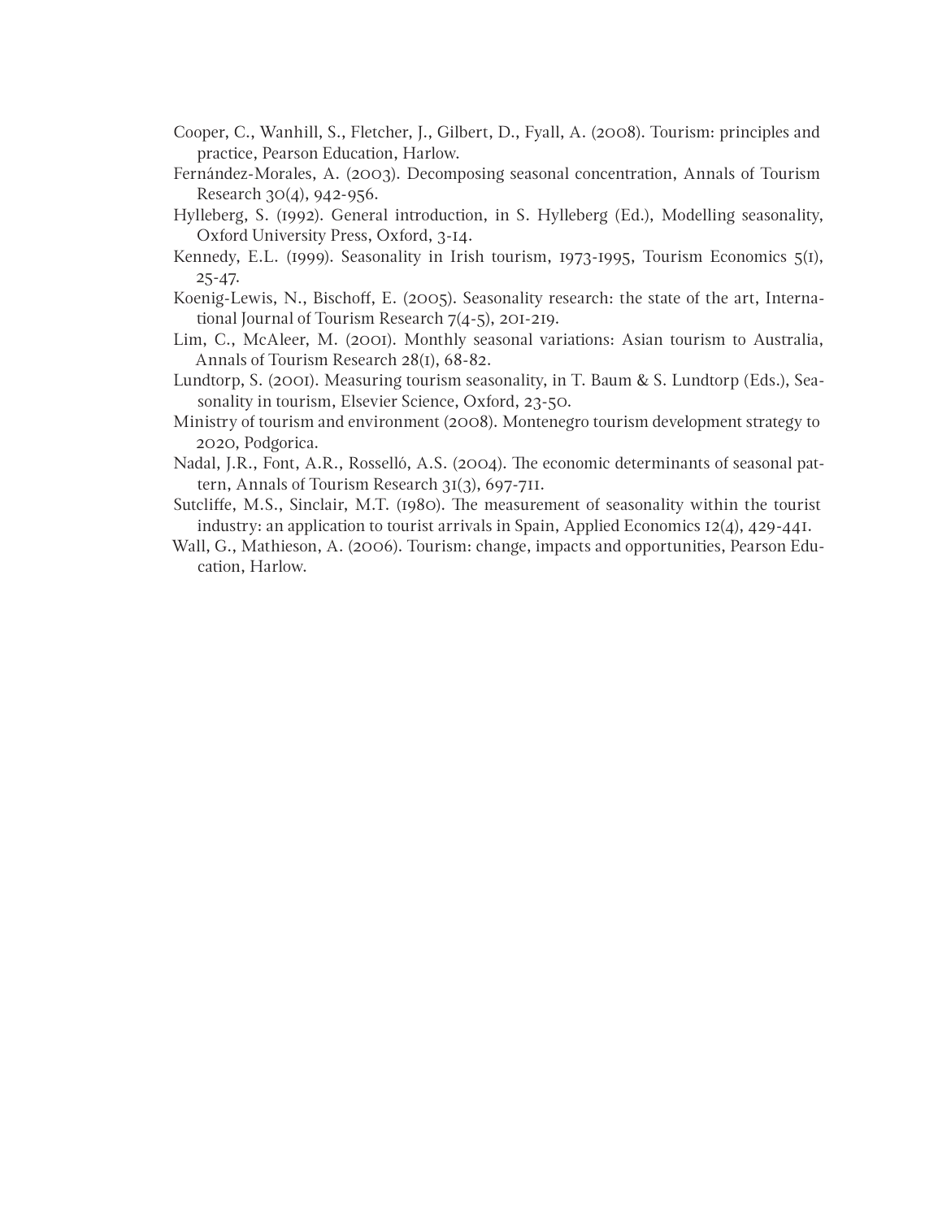Cooper, C., Wanhill, S., Fletcher, J., Gilbert, D., Fyall, A. (2008). Tourism: principles and practice, Pearson Education, Harlow.

Fernández-Morales, A. (2003). Decomposing seasonal concentration, Annals of Tourism Research 30(4), 942-956.

Hylleberg, S. (1992). General introduction, in S. Hylleberg (Ed.), Modelling seasonality, Oxford University Press, Oxford, 3-14.

Kennedy, E.L. (1999). Seasonality in Irish tourism, 1973-1995, Tourism Economics 5(1), 25-47.

Koenig-Lewis, N., Bischoff, E. (2005). Seasonality research: the state of the art, International Journal of Tourism Research 7(4-5), 201-219.

Lim, C., McAleer, M. (2001). Monthly seasonal variations: Asian tourism to Australia, Annals of Tourism Research 28(1), 68-82.

Lundtorp, S. (2001). Measuring tourism seasonality, in T. Baum & S. Lundtorp (Eds.), Seasonality in tourism, Elsevier Science, Oxford, 23-50.

Ministry of tourism and environment (2008). Montenegro tourism development strategy to 2020, Podgorica.

Nadal, J.R., Font, A.R., Rosselló, A.S. (2004). The economic determinants of seasonal pattern, Annals of Tourism Research 31(3), 697-711.

Sutcliffe, M.S., Sinclair, M.T. (1980). The measurement of seasonality within the tourist industry: an application to tourist arrivals in Spain, Applied Economics 12(4), 429-441.

Wall, G., Mathieson, A. (2006). Tourism: change, impacts and opportunities, Pearson Education, Harlow.